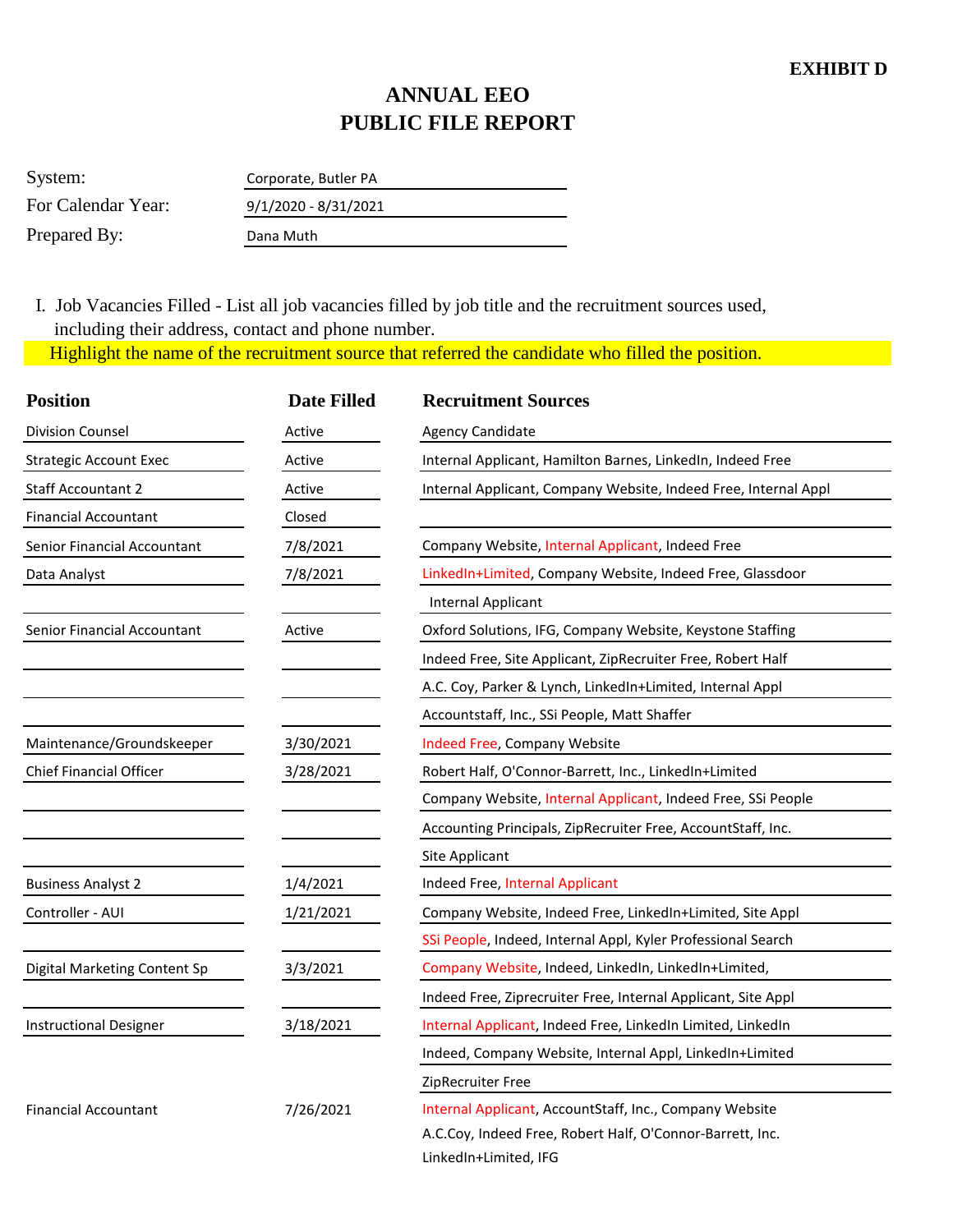**EXHIBIT D**

# ANNUAL EEO
# PUBLIC FILE REPORT

System: Corporate, Butler PA

For Calendar Year: 9/1/2020 - 8/31/2021

Prepared By: Dana Muth

I. Job Vacancies Filled - List all job vacancies filled by job title and the recruitment sources used, including their address, contact and phone number.

Highlight the name of the recruitment source that referred the candidate who filled the position.

| Position | Date Filled | Recruitment Sources |
|---|---|---|
| Division Counsel | Active | Agency Candidate |
| Strategic Account Exec | Active | Internal Applicant, Hamilton Barnes, LinkedIn, Indeed Free |
| Staff Accountant 2 | Active | Internal Applicant, Company Website, Indeed Free, Internal Appl |
| Financial Accountant | Closed | |
| Senior Financial Accountant | 7/8/2021 | Company Website, Internal Applicant, Indeed Free |
| Data Analyst | 7/8/2021 | LinkedIn+Limited, Company Website, Indeed Free, Glassdoor |
| | | Internal Applicant |
| Senior Financial Accountant | Active | Oxford Solutions, IFG, Company Website, Keystone Staffing |
| | | Indeed Free, Site Applicant, ZipRecruiter Free, Robert Half |
| | | A.C. Coy, Parker & Lynch, LinkedIn+Limited, Internal Appl |
| | | Accountstaff, Inc., SSi People, Matt Shaffer |
| Maintenance/Groundskeeper | 3/30/2021 | Indeed Free, Company Website |
| Chief Financial Officer | 3/28/2021 | Robert Half, O'Connor-Barrett, Inc., LinkedIn+Limited |
| | | Company Website, Internal Applicant, Indeed Free, SSi People |
| | | Accounting Principals, ZipRecruiter Free, AccountStaff, Inc. |
| | | Site Applicant |
| Business Analyst 2 | 1/4/2021 | Indeed Free, Internal Applicant |
| Controller - AUI | 1/21/2021 | Company Website, Indeed Free, LinkedIn+Limited, Site Appl |
| | | SSi People, Indeed, Internal Appl, Kyler Professional Search |
| Digital Marketing Content Sp | 3/3/2021 | Company Website, Indeed, LinkedIn, LinkedIn+Limited, |
| | | Indeed Free, Ziprecruiter Free, Internal Applicant, Site Appl |
| Instructional Designer | 3/18/2021 | Internal Applicant, Indeed Free, LinkedIn Limited, LinkedIn |
| | | Indeed, Company Website, Internal Appl, LinkedIn+Limited |
| | | ZipRecruiter Free |
| Financial Accountant | 7/26/2021 | Internal Applicant, AccountStaff, Inc., Company Website |
| | | A.C.Coy, Indeed Free, Robert Half, O'Connor-Barrett, Inc. |
| | | LinkedIn+Limited, IFG |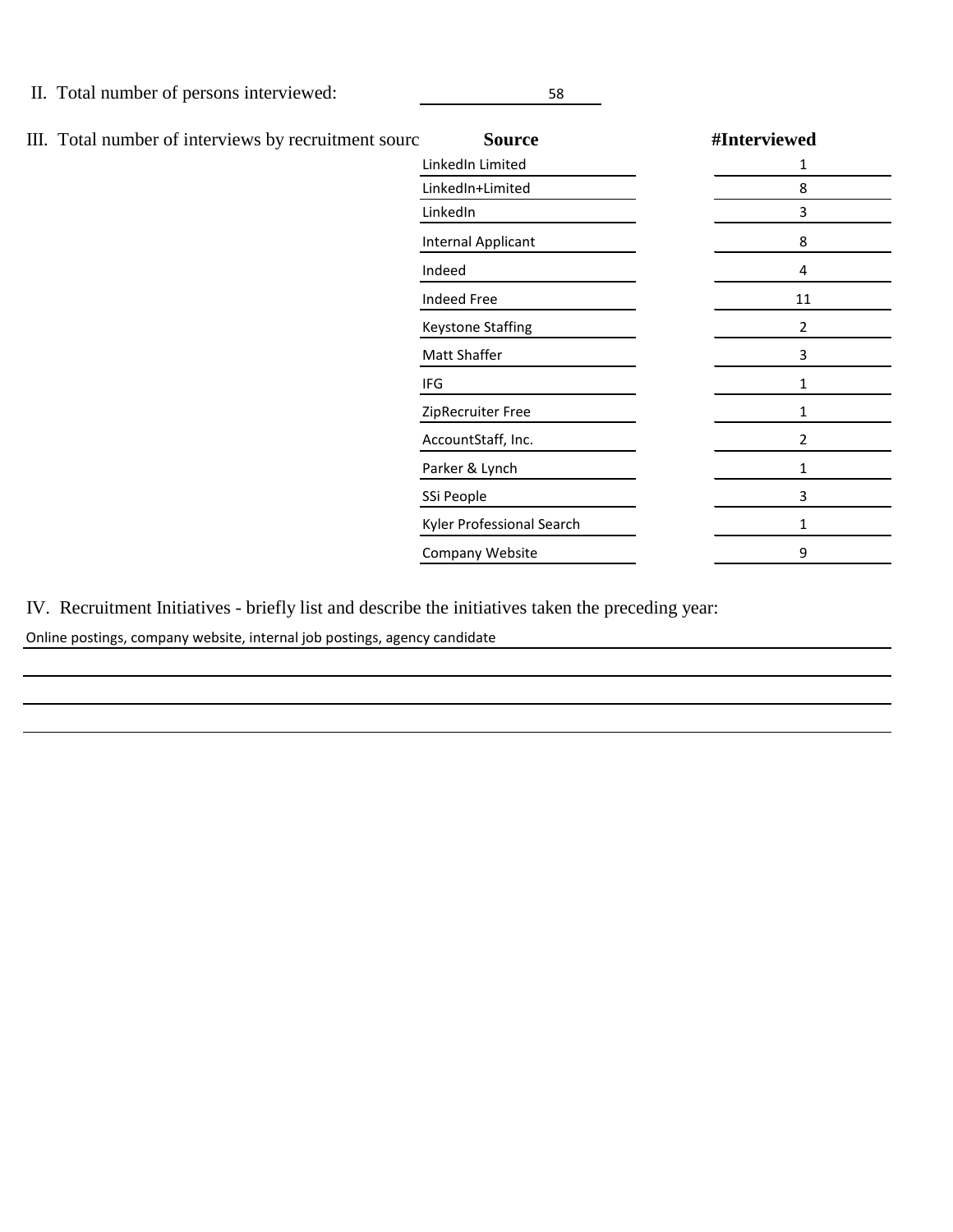II. Total number of persons interviewed: 58

III. Total number of interviews by recruitment sourc

| Source | #Interviewed |
|---|---|
| LinkedIn Limited | 1 |
| LinkedIn+Limited | 8 |
| LinkedIn | 3 |
| Internal Applicant | 8 |
| Indeed | 4 |
| Indeed Free | 11 |
| Keystone Staffing | 2 |
| Matt Shaffer | 3 |
| IFG | 1 |
| ZipRecruiter Free | 1 |
| AccountStaff, Inc. | 2 |
| Parker & Lynch | 1 |
| SSi People | 3 |
| Kyler Professional Search | 1 |
| Company Website | 9 |

IV. Recruitment Initiatives - briefly list and describe the initiatives taken the preceding year:

Online postings, company website, internal job postings, agency candidate